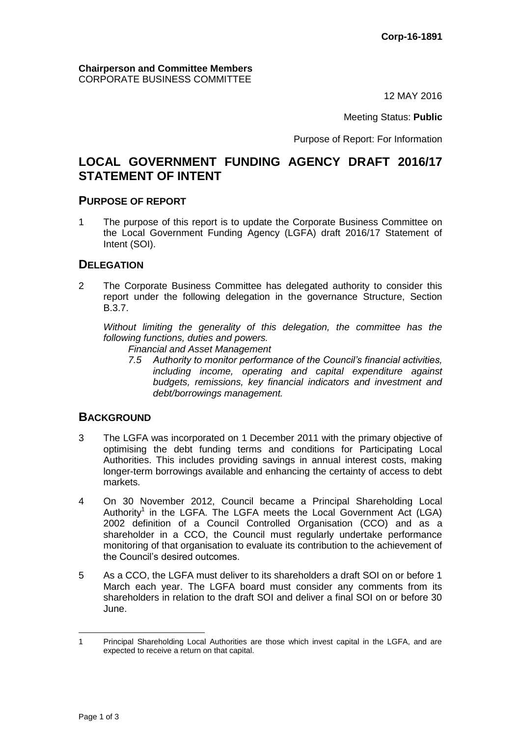**Corp-16-1891**

**Chairperson and Committee Members**
CORPORATE BUSINESS COMMITTEE

12 MAY 2016

Meeting Status: **Public**

Purpose of Report: For Information

# LOCAL GOVERNMENT FUNDING AGENCY DRAFT 2016/17 STATEMENT OF INTENT

## PURPOSE OF REPORT

1 The purpose of this report is to update the Corporate Business Committee on the Local Government Funding Agency (LGFA) draft 2016/17 Statement of Intent (SOI).

## DELEGATION

2 The Corporate Business Committee has delegated authority to consider this report under the following delegation in the governance Structure, Section B.3.7.

*Without limiting the generality of this delegation, the committee has the following functions, duties and powers.*

*Financial and Asset Management*

*7.5 Authority to monitor performance of the Council's financial activities, including income, operating and capital expenditure against budgets, remissions, key financial indicators and investment and debt/borrowings management.*

## BACKGROUND

3 The LGFA was incorporated on 1 December 2011 with the primary objective of optimising the debt funding terms and conditions for Participating Local Authorities. This includes providing savings in annual interest costs, making longer-term borrowings available and enhancing the certainty of access to debt markets.

4 On 30 November 2012, Council became a Principal Shareholding Local Authority[1] in the LGFA. The LGFA meets the Local Government Act (LGA) 2002 definition of a Council Controlled Organisation (CCO) and as a shareholder in a CCO, the Council must regularly undertake performance monitoring of that organisation to evaluate its contribution to the achievement of the Council's desired outcomes.

5 As a CCO, the LGFA must deliver to its shareholders a draft SOI on or before 1 March each year. The LGFA board must consider any comments from its shareholders in relation to the draft SOI and deliver a final SOI on or before 30 June.

---

1 Principal Shareholding Local Authorities are those which invest capital in the LGFA, and are expected to receive a return on that capital.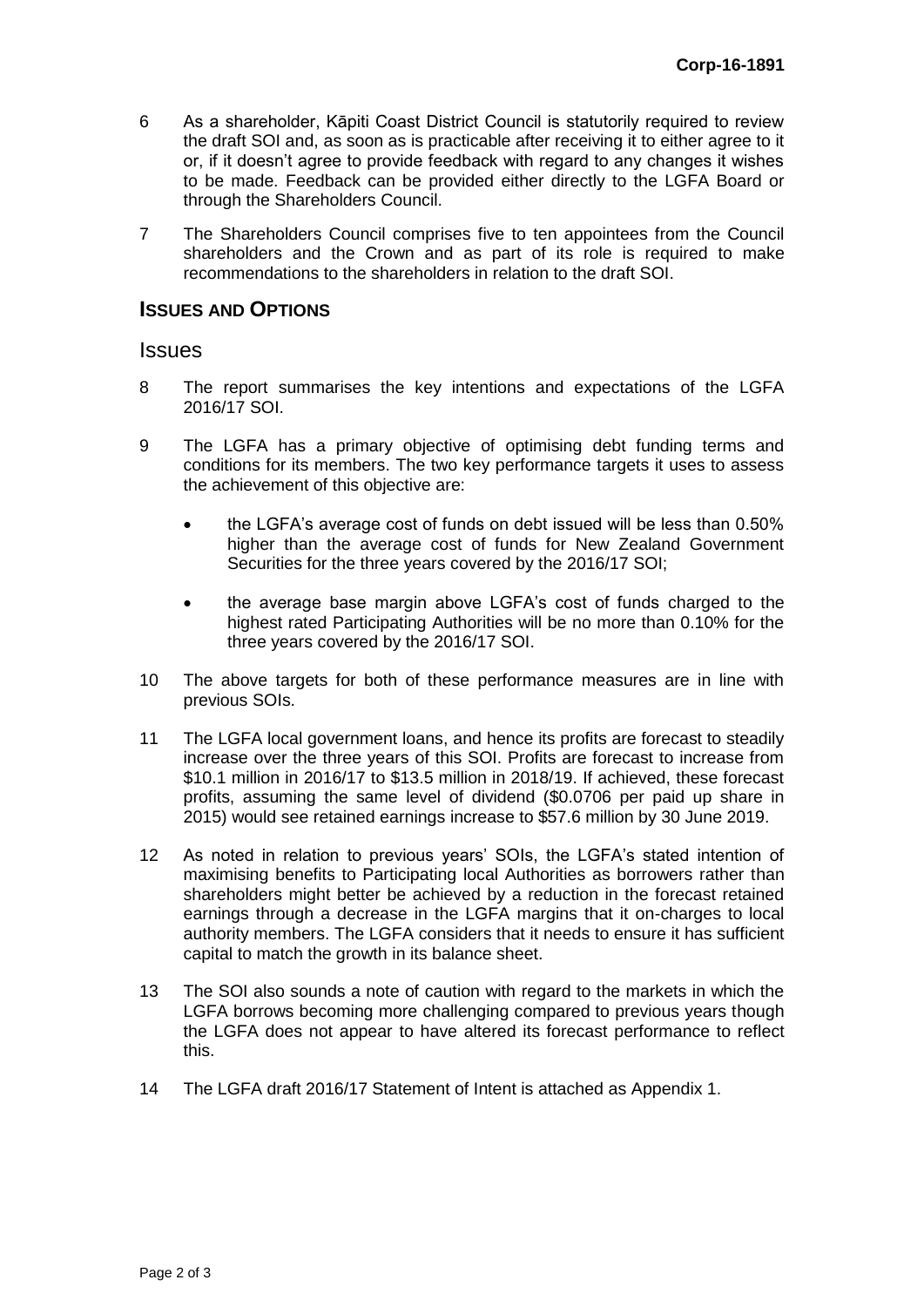6 As a shareholder, Kāpiti Coast District Council is statutorily required to review the draft SOI and, as soon as is practicable after receiving it to either agree to it or, if it doesn't agree to provide feedback with regard to any changes it wishes to be made. Feedback can be provided either directly to the LGFA Board or through the Shareholders Council.

7 The Shareholders Council comprises five to ten appointees from the Council shareholders and the Crown and as part of its role is required to make recommendations to the shareholders in relation to the draft SOI.

## ISSUES AND OPTIONS

### Issues

8 The report summarises the key intentions and expectations of the LGFA 2016/17 SOI.

9 The LGFA has a primary objective of optimising debt funding terms and conditions for its members. The two key performance targets it uses to assess the achievement of this objective are:

- the LGFA's average cost of funds on debt issued will be less than 0.50% higher than the average cost of funds for New Zealand Government Securities for the three years covered by the 2016/17 SOI;
- the average base margin above LGFA's cost of funds charged to the highest rated Participating Authorities will be no more than 0.10% for the three years covered by the 2016/17 SOI.

10 The above targets for both of these performance measures are in line with previous SOIs.

11 The LGFA local government loans, and hence its profits are forecast to steadily increase over the three years of this SOI. Profits are forecast to increase from $10.1 million in 2016/17 to $13.5 million in 2018/19. If achieved, these forecast profits, assuming the same level of dividend ($0.0706 per paid up share in 2015) would see retained earnings increase to $57.6 million by 30 June 2019.

12 As noted in relation to previous years' SOIs, the LGFA's stated intention of maximising benefits to Participating local Authorities as borrowers rather than shareholders might better be achieved by a reduction in the forecast retained earnings through a decrease in the LGFA margins that it on-charges to local authority members. The LGFA considers that it needs to ensure it has sufficient capital to match the growth in its balance sheet.

13 The SOI also sounds a note of caution with regard to the markets in which the LGFA borrows becoming more challenging compared to previous years though the LGFA does not appear to have altered its forecast performance to reflect this.

14 The LGFA draft 2016/17 Statement of Intent is attached as Appendix 1.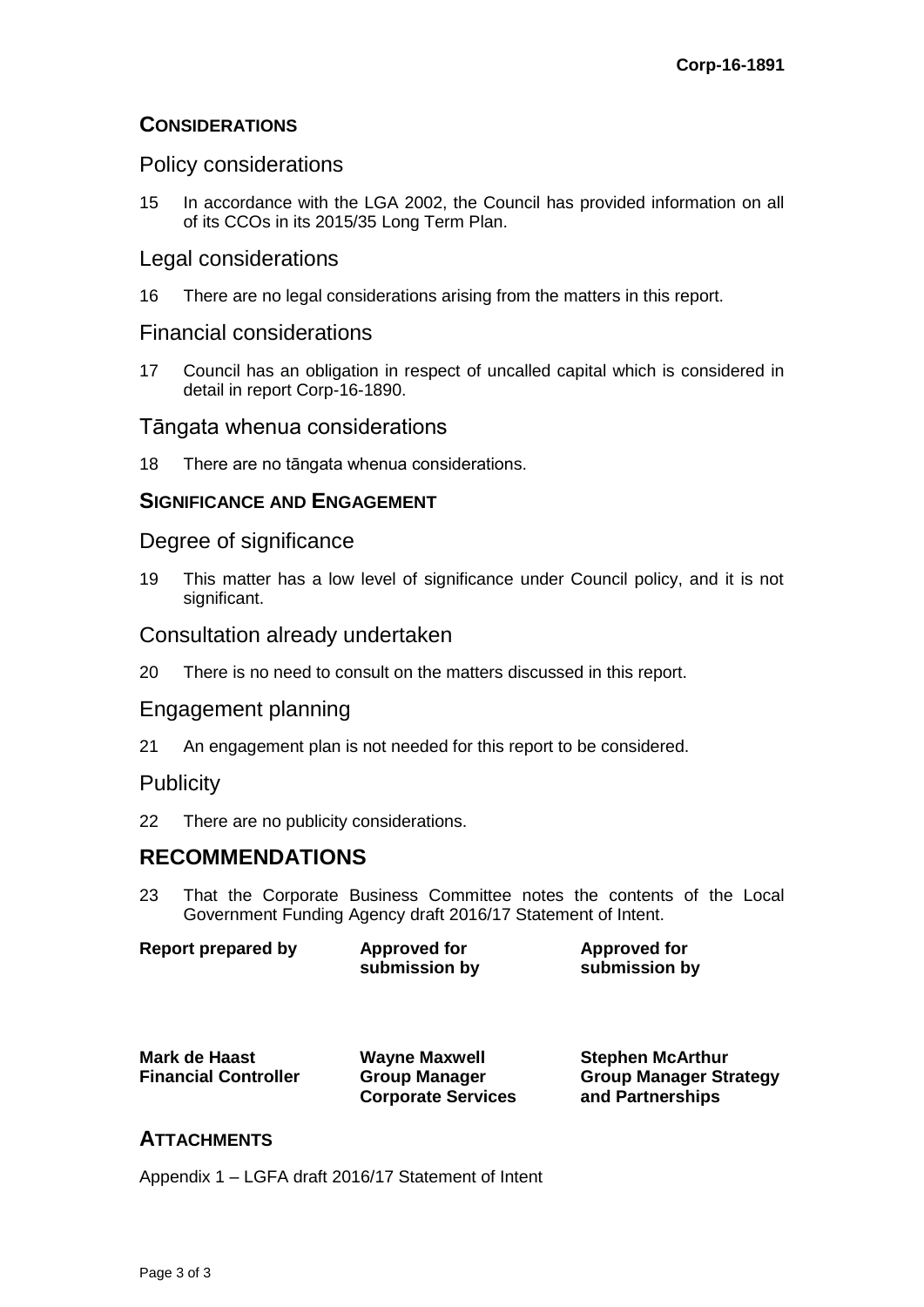## Considerations

### Policy considerations

15 In accordance with the LGA 2002, the Council has provided information on all of its CCOs in its 2015/35 Long Term Plan.

### Legal considerations

16 There are no legal considerations arising from the matters in this report.

### Financial considerations

17 Council has an obligation in respect of uncalled capital which is considered in detail in report Corp-16-1890.

### Tāngata whenua considerations

18 There are no tāngata whenua considerations.

## Significance and Engagement

### Degree of significance

19 This matter has a low level of significance under Council policy, and it is not significant.

### Consultation already undertaken

20 There is no need to consult on the matters discussed in this report.

### Engagement planning

21 An engagement plan is not needed for this report to be considered.

### Publicity

22 There are no publicity considerations.

# RECOMMENDATIONS

23 That the Corporate Business Committee notes the contents of the Local Government Funding Agency draft 2016/17 Statement of Intent.

| Report prepared by | Approved for submission by | Approved for submission by |
|---|---|---|
| **Mark de Haast** | **Wayne Maxwell** | **Stephen McArthur** |
| **Financial Controller** | **Group Manager Corporate Services** | **Group Manager Strategy and Partnerships** |

## Attachments

Appendix 1 – LGFA draft 2016/17 Statement of Intent